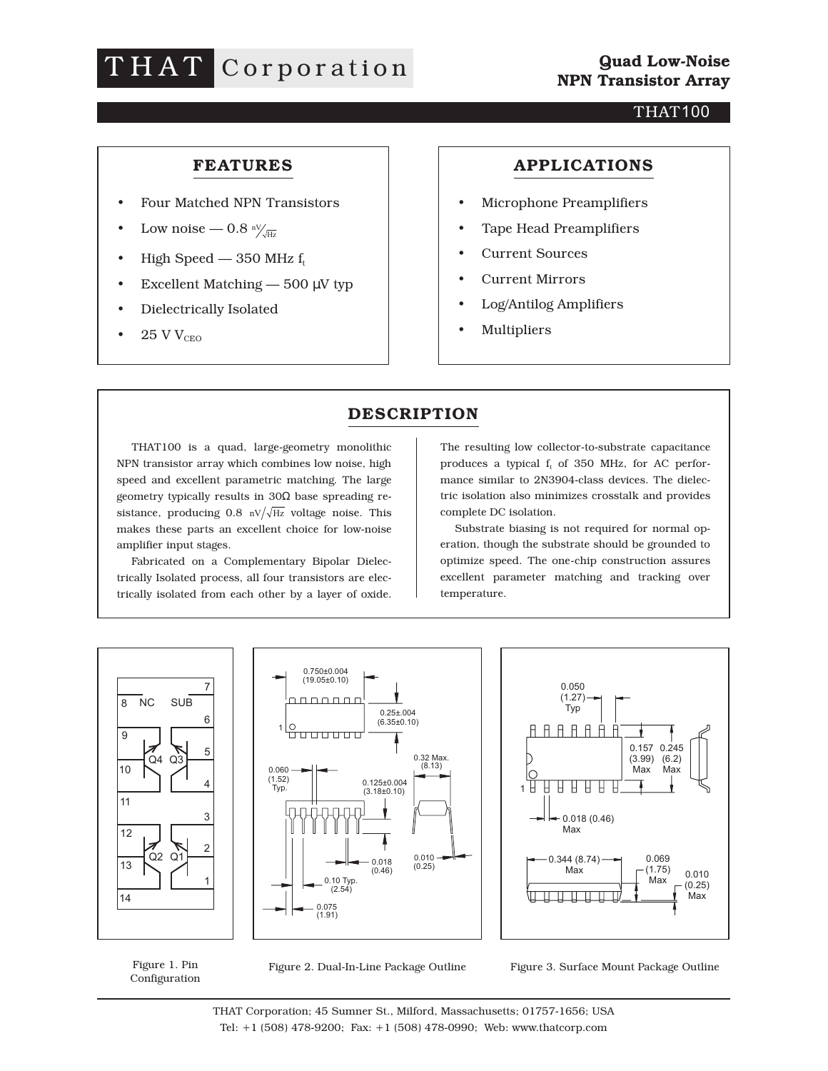# THAT Corporation

## Quad Low-Noise NPN Transistor Array

THAT100

## FEATURES

- Four Matched NPN Transistors
- Low noise — 0.8 $nV/\sqrt{Hz}$
- High Speed — 350 MHz $f_t$
- Excellent Matching — 500 µV typ
- Dielectrically Isolated
- 25 V $V_{CEO}$

## APPLICATIONS

- Microphone Preamplifiers
- Tape Head Preamplifiers
- Current Sources
- Current Mirrors
- Log/Antilog Amplifiers
- Multipliers

## DESCRIPTION

THAT100 is a quad, large-geometry monolithic NPN transistor array which combines low noise, high speed and excellent parametric matching. The large geometry typically results in 30Ω base spreading resistance, producing 0.8 $nV/\sqrt{Hz}$ voltage noise. This makes these parts an excellent choice for low-noise amplifier input stages.

Fabricated on a Complementary Bipolar Dielectrically Isolated process, all four transistors are electrically isolated from each other by a layer of oxide. The resulting low collector-to-substrate capacitance produces a typical $f_t$ of 350 MHz, for AC performance similar to 2N3904-class devices. The dielectric isolation also minimizes crosstalk and provides complete DC isolation.

Substrate biasing is not required for normal operation, though the substrate should be grounded to optimize speed. The one-chip construction assures excellent parameter matching and tracking over temperature.

Figure 1. Pin Configuration

Figure 2. Dual-In-Line Package Outline

Figure 3. Surface Mount Package Outline

THAT Corporation; 45 Sumner St., Milford, Massachusetts; 01757-1656; USA
Tel: +1 (508) 478-9200; Fax: +1 (508) 478-0990; Web: www.thatcorp.com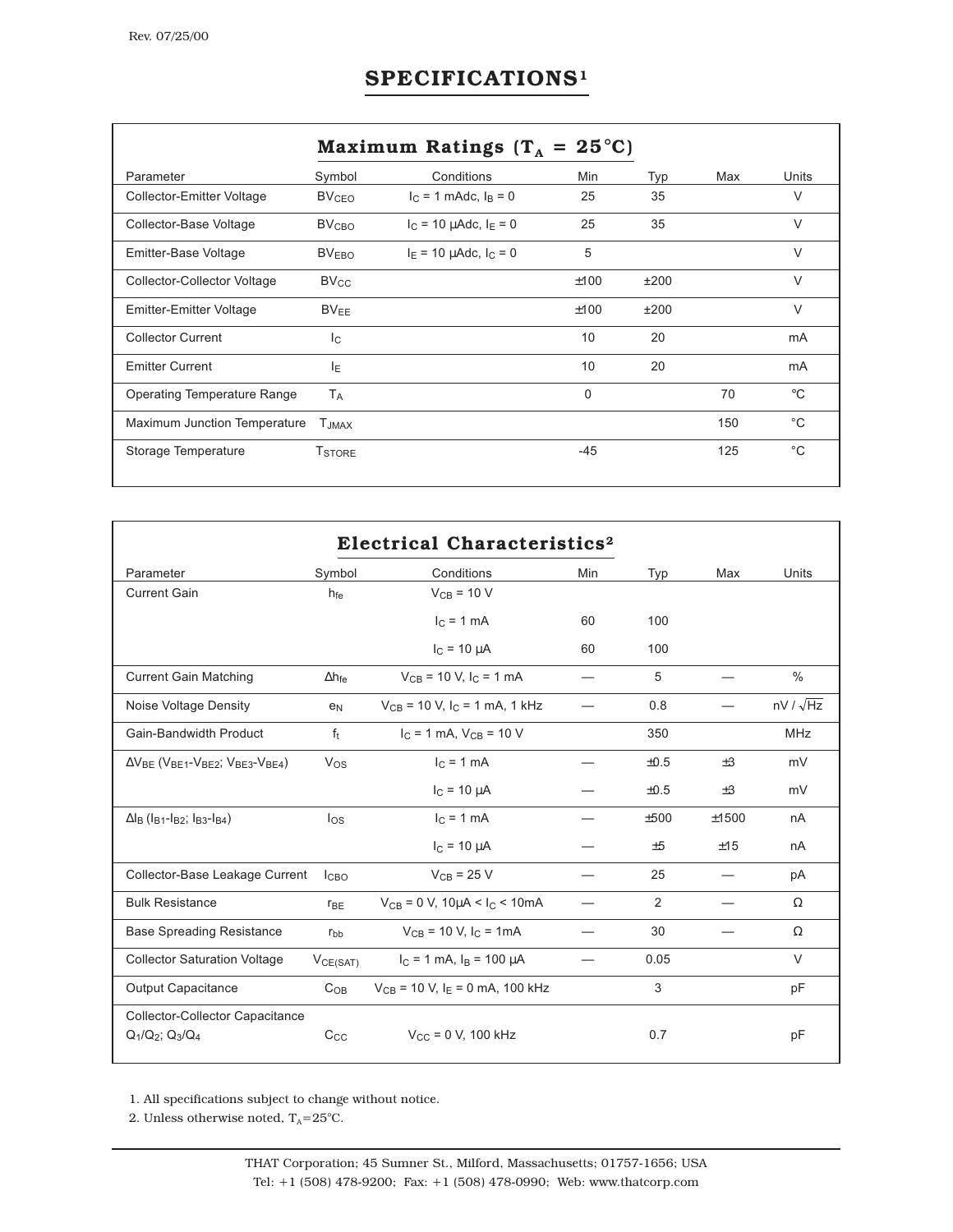Rev. 07/25/00

# SPECIFICATIONS[1]

## Maximum Ratings ($T_A$ = 25°C)

| Parameter | Symbol | Conditions | Min | Typ | Max | Units |
|---|---|---|---|---|---|---|
| Collector-Emitter Voltage | $BV_{CEO}$ | $I_C$ = 1 mAdc, $I_B$ = 0 | 25 | 35 | | V |
| Collector-Base Voltage | $BV_{CBO}$ | $I_C$ = 10 µAdc, $I_E$ = 0 | 25 | 35 | | V |
| Emitter-Base Voltage | $BV_{EBO}$ | $I_E$ = 10 µAdc, $I_C$ = 0 | 5 | | | V |
| Collector-Collector Voltage | $BV_{CC}$ | | ±100 | ±200 | | V |
| Emitter-Emitter Voltage | $BV_{EE}$ | | ±100 | ±200 | | V |
| Collector Current | $I_C$ | | 10 | 20 | | mA |
| Emitter Current | $I_E$ | | 10 | 20 | | mA |
| Operating Temperature Range | $T_A$ | | 0 | | 70 | °C |
| Maximum Junction Temperature | $T_{JMAX}$ | | | | 150 | °C |
| Storage Temperature | $T_{STORE}$ | | -45 | | 125 | °C |

## Electrical Characteristics[2]

| Parameter | Symbol | Conditions | Min | Typ | Max | Units |
|---|---|---|---|---|---|---|
| Current Gain | $h_{fe}$ | $V_{CB}$ = 10 V | | | | |
| | | $I_C$ = 1 mA | 60 | 100 | | |
| | | $I_C$ = 10 µA | 60 | 100 | | |
| Current Gain Matching | $\Delta h_{fe}$ | $V_{CB}$ = 10 V, $I_C$ = 1 mA | — | 5 | — | % |
| Noise Voltage Density | $e_N$ | $V_{CB}$ = 10 V, $I_C$ = 1 mA, 1 kHz | — | 0.8 | — | nV / $\sqrt{Hz}$ |
| Gain-Bandwidth Product | $f_t$ | $I_C$ = 1 mA, $V_{CB}$ = 10 V | | 350 | | MHz |
| $\Delta V_{BE}$ ($V_{BE1}$-$V_{BE2}$; $V_{BE3}$-$V_{BE4}$) | $V_{OS}$ | $I_C$ = 1 mA | — | ±0.5 | ±3 | mV |
| | | $I_C$ = 10 µA | — | ±0.5 | ±3 | mV |
| $\Delta I_B$ ($I_{B1}$-$I_{B2}$; $I_{B3}$-$I_{B4}$) | $I_{OS}$ | $I_C$ = 1 mA | — | ±500 | ±1500 | nA |
| | | $I_C$ = 10 µA | — | ±5 | ±15 | nA |
| Collector-Base Leakage Current | $I_{CBO}$ | $V_{CB}$ = 25 V | — | 25 | — | pA |
| Bulk Resistance | $r_{BE}$ | $V_{CB}$ = 0 V, 10µA < $I_C$ < 10mA | — | 2 | — | Ω |
| Base Spreading Resistance | $r_{bb}$ | $V_{CB}$ = 10 V, $I_C$ = 1mA | — | 30 | — | Ω |
| Collector Saturation Voltage | $V_{CE(SAT)}$ | $I_C$ = 1 mA, $I_B$ = 100 µA | — | 0.05 | | V |
| Output Capacitance | $C_{OB}$ | $V_{CB}$ = 10 V, $I_E$ = 0 mA, 100 kHz | | 3 | | pF |
| Collector-Collector Capacitance $Q_1$/$Q_2$; $Q_3$/$Q_4$ | $C_{CC}$ | $V_{CC}$ = 0 V, 100 kHz | | 0.7 | | pF |

1. All specifications subject to change without notice.
2. Unless otherwise noted, $T_A$=25°C.

THAT Corporation; 45 Sumner St., Milford, Massachusetts; 01757-1656; USA
Tel: +1 (508) 478-9200; Fax: +1 (508) 478-0990; Web: www.thatcorp.com